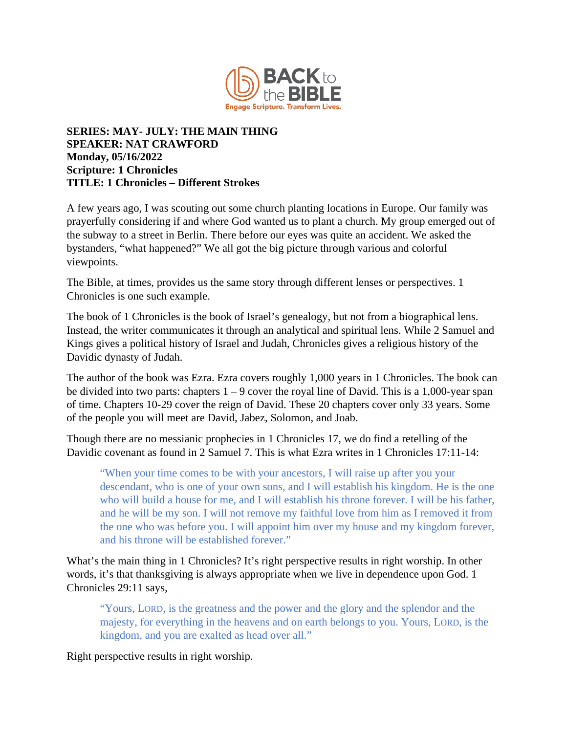**SERIES: MAY- JULY: THE MAIN THING**
**SPEAKER: NAT CRAWFORD**
**Monday, 05/16/2022**
**Scripture: 1 Chronicles**
**TITLE: 1 Chronicles – Different Strokes**

A few years ago, I was scouting out some church planting locations in Europe. Our family was prayerfully considering if and where God wanted us to plant a church. My group emerged out of the subway to a street in Berlin. There before our eyes was quite an accident. We asked the bystanders, "what happened?" We all got the big picture through various and colorful viewpoints.

The Bible, at times, provides us the same story through different lenses or perspectives. 1 Chronicles is one such example.

The book of 1 Chronicles is the book of Israel's genealogy, but not from a biographical lens. Instead, the writer communicates it through an analytical and spiritual lens. While 2 Samuel and Kings gives a political history of Israel and Judah, Chronicles gives a religious history of the Davidic dynasty of Judah.

The author of the book was Ezra. Ezra covers roughly 1,000 years in 1 Chronicles. The book can be divided into two parts: chapters 1 – 9 cover the royal line of David. This is a 1,000-year span of time. Chapters 10-29 cover the reign of David. These 20 chapters cover only 33 years. Some of the people you will meet are David, Jabez, Solomon, and Joab.

Though there are no messianic prophecies in 1 Chronicles 17, we do find a retelling of the Davidic covenant as found in 2 Samuel 7. This is what Ezra writes in 1 Chronicles 17:11-14:

> "When your time comes to be with your ancestors, I will raise up after you your descendant, who is one of your own sons, and I will establish his kingdom. He is the one who will build a house for me, and I will establish his throne forever. I will be his father, and he will be my son. I will not remove my faithful love from him as I removed it from the one who was before you. I will appoint him over my house and my kingdom forever, and his throne will be established forever."

What's the main thing in 1 Chronicles? It's right perspective results in right worship. In other words, it's that thanksgiving is always appropriate when we live in dependence upon God. 1 Chronicles 29:11 says,

> "Yours, LORD, is the greatness and the power and the glory and the splendor and the majesty, for everything in the heavens and on earth belongs to you. Yours, LORD, is the kingdom, and you are exalted as head over all."

Right perspective results in right worship.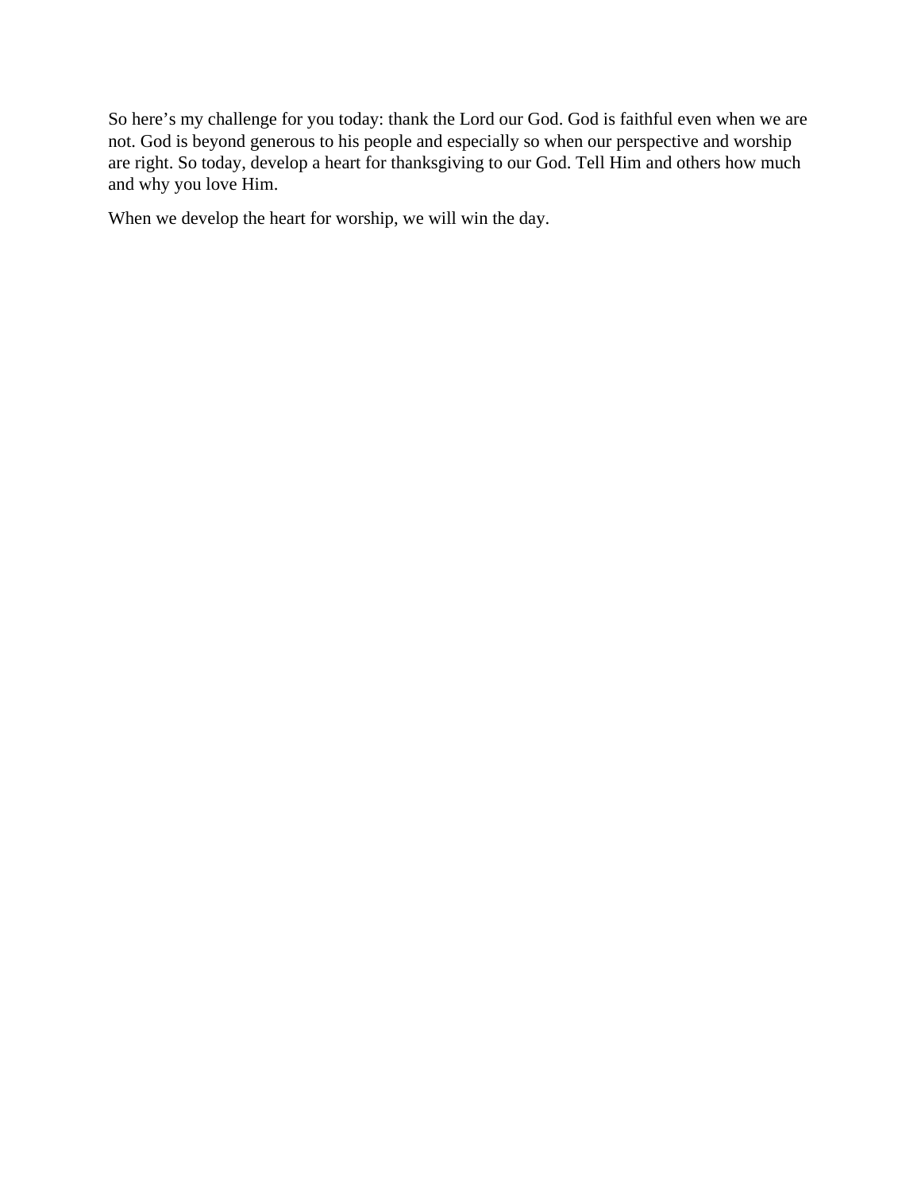So here’s my challenge for you today: thank the Lord our God. God is faithful even when we are not. God is beyond generous to his people and especially so when our perspective and worship are right. So today, develop a heart for thanksgiving to our God. Tell Him and others how much and why you love Him.

When we develop the heart for worship, we will win the day.